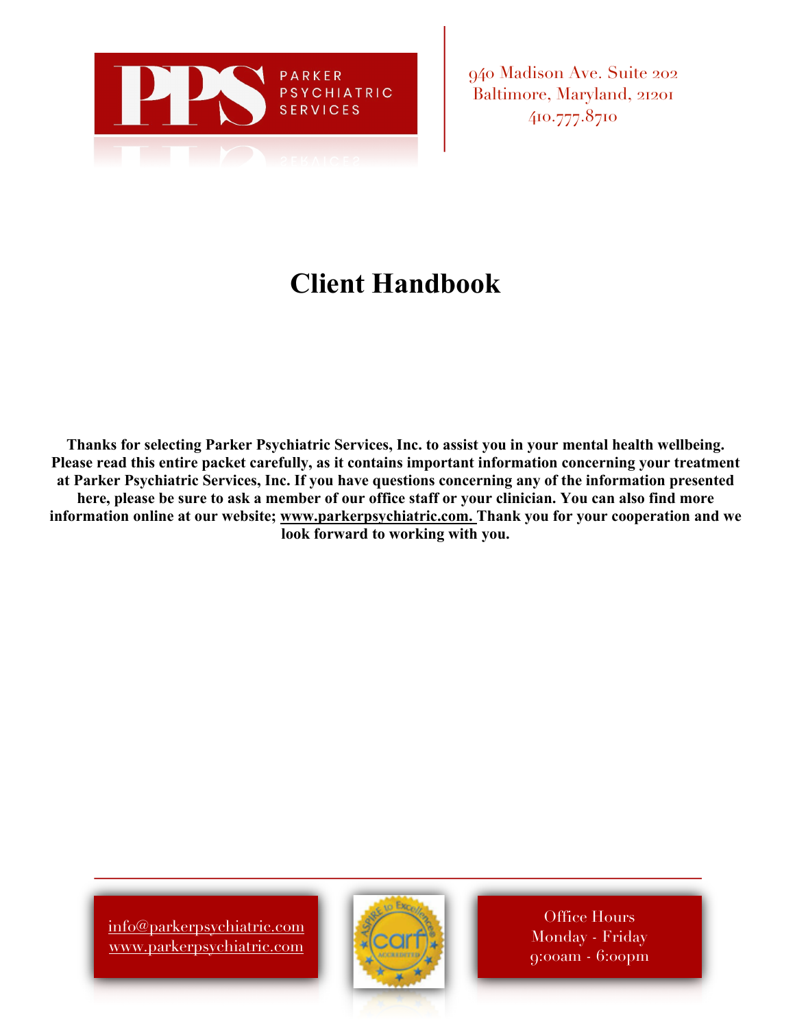PARKER PSYCHIATRIC SERVICES

940 Madison Ave. Suite 202
Baltimore, Maryland, 21201
410.777.8710

# Client Handbook

**Thanks for selecting Parker Psychiatric Services, Inc. to assist you in your mental health wellbeing. Please read this entire packet carefully, as it contains important information concerning your treatment at Parker Psychiatric Services, Inc. If you have questions concerning any of the information presented here, please be sure to ask a member of our office staff or your clinician. You can also find more information online at our website; www.parkerpsychiatric.com. Thank you for your cooperation and we look forward to working with you.**

info@parkerpsychiatric.com
www.parkerpsychiatric.com

Office Hours
Monday - Friday
9:00am - 6:00pm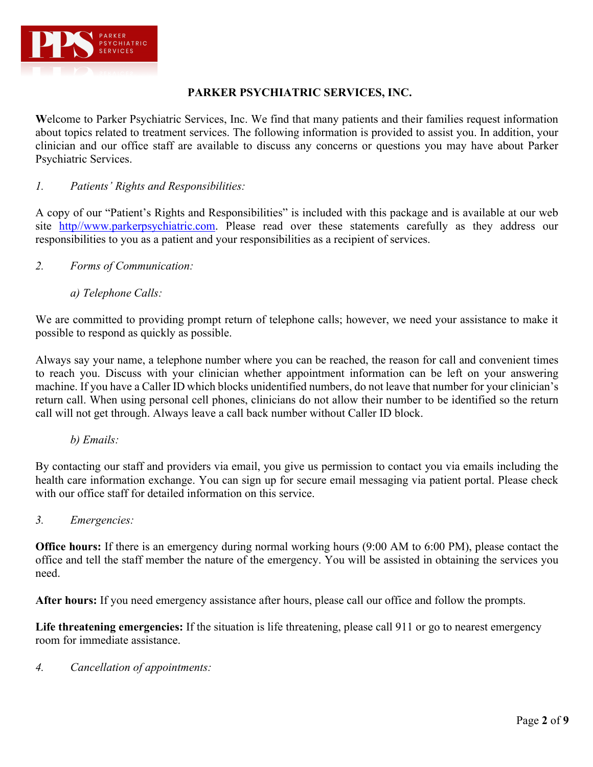# PARKER PSYCHIATRIC SERVICES, INC.

**W**elcome to Parker Psychiatric Services, Inc. We find that many patients and their families request information about topics related to treatment services. The following information is provided to assist you. In addition, your clinician and our office staff are available to discuss any concerns or questions you may have about Parker Psychiatric Services.

*1. Patients' Rights and Responsibilities:*

A copy of our "Patient's Rights and Responsibilities" is included with this package and is available at our web site [http//www.parkerpsychiatric.com](http//www.parkerpsychiatric.com). Please read over these statements carefully as they address our responsibilities to you as a patient and your responsibilities as a recipient of services.

*2. Forms of Communication:*

*a) Telephone Calls:*

We are committed to providing prompt return of telephone calls; however, we need your assistance to make it possible to respond as quickly as possible.

Always say your name, a telephone number where you can be reached, the reason for call and convenient times to reach you. Discuss with your clinician whether appointment information can be left on your answering machine. If you have a Caller ID which blocks unidentified numbers, do not leave that number for your clinician's return call. When using personal cell phones, clinicians do not allow their number to be identified so the return call will not get through. Always leave a call back number without Caller ID block.

*b) Emails:*

By contacting our staff and providers via email, you give us permission to contact you via emails including the health care information exchange. You can sign up for secure email messaging via patient portal. Please check with our office staff for detailed information on this service.

*3. Emergencies:*

**Office hours:** If there is an emergency during normal working hours (9:00 AM to 6:00 PM), please contact the office and tell the staff member the nature of the emergency. You will be assisted in obtaining the services you need.

**After hours:** If you need emergency assistance after hours, please call our office and follow the prompts.

**Life threatening emergencies:** If the situation is life threatening, please call 911 or go to nearest emergency room for immediate assistance.

*4. Cancellation of appointments:*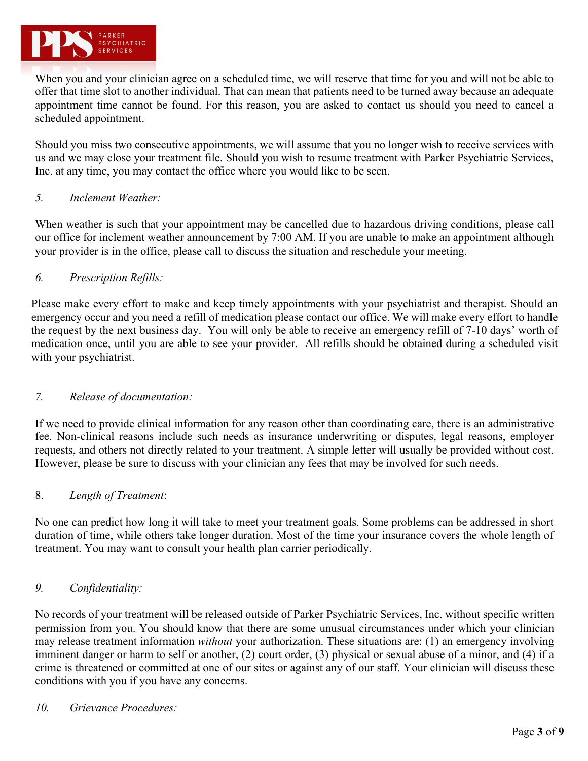When you and your clinician agree on a scheduled time, we will reserve that time for you and will not be able to offer that time slot to another individual. That can mean that patients need to be turned away because an adequate appointment time cannot be found. For this reason, you are asked to contact us should you need to cancel a scheduled appointment.

Should you miss two consecutive appointments, we will assume that you no longer wish to receive services with us and we may close your treatment file. Should you wish to resume treatment with Parker Psychiatric Services, Inc. at any time, you may contact the office where you would like to be seen.

*5. Inclement Weather:*

When weather is such that your appointment may be cancelled due to hazardous driving conditions, please call our office for inclement weather announcement by 7:00 AM. If you are unable to make an appointment although your provider is in the office, please call to discuss the situation and reschedule your meeting.

*6. Prescription Refills:*

Please make every effort to make and keep timely appointments with your psychiatrist and therapist. Should an emergency occur and you need a refill of medication please contact our office. We will make every effort to handle the request by the next business day. You will only be able to receive an emergency refill of 7-10 days' worth of medication once, until you are able to see your provider. All refills should be obtained during a scheduled visit with your psychiatrist.

*7. Release of documentation:*

If we need to provide clinical information for any reason other than coordinating care, there is an administrative fee. Non-clinical reasons include such needs as insurance underwriting or disputes, legal reasons, employer requests, and others not directly related to your treatment. A simple letter will usually be provided without cost. However, please be sure to discuss with your clinician any fees that may be involved for such needs.

8. *Length of Treatment*:

No one can predict how long it will take to meet your treatment goals. Some problems can be addressed in short duration of time, while others take longer duration. Most of the time your insurance covers the whole length of treatment. You may want to consult your health plan carrier periodically.

*9. Confidentiality:*

No records of your treatment will be released outside of Parker Psychiatric Services, Inc. without specific written permission from you. You should know that there are some unusual circumstances under which your clinician may release treatment information *without* your authorization. These situations are: (1) an emergency involving imminent danger or harm to self or another, (2) court order, (3) physical or sexual abuse of a minor, and (4) if a crime is threatened or committed at one of our sites or against any of our staff. Your clinician will discuss these conditions with you if you have any concerns.

*10. Grievance Procedures:*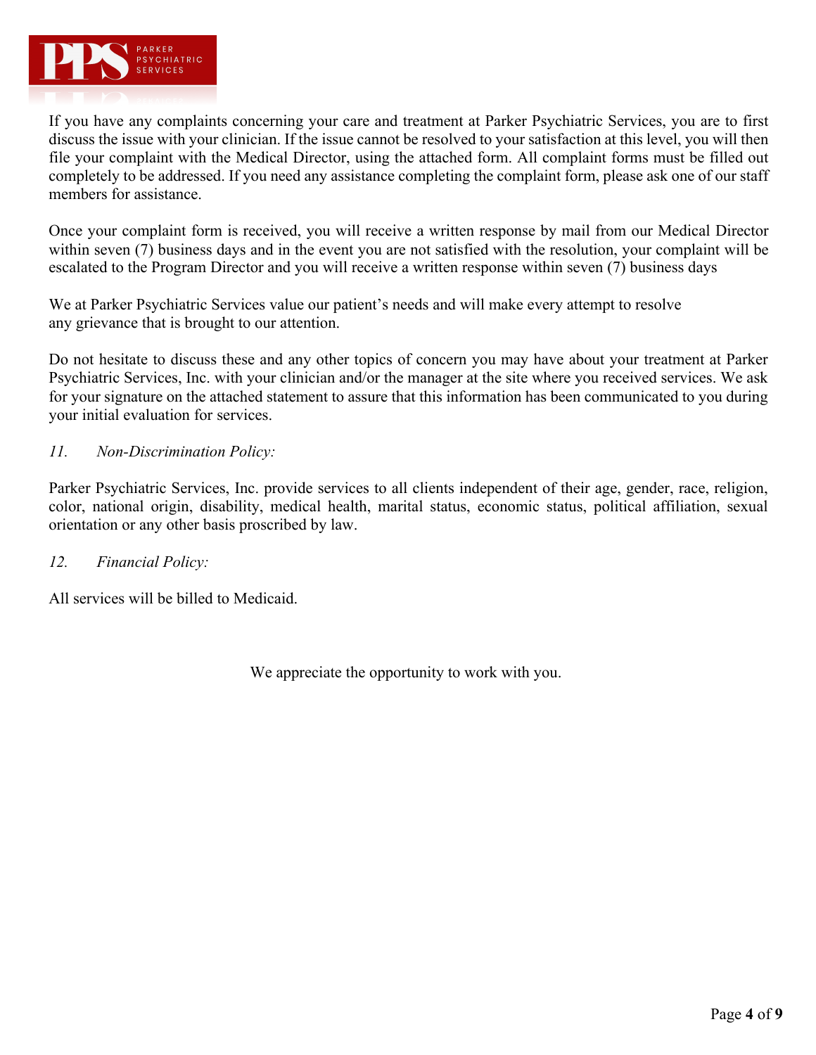If you have any complaints concerning your care and treatment at Parker Psychiatric Services, you are to first discuss the issue with your clinician. If the issue cannot be resolved to your satisfaction at this level, you will then file your complaint with the Medical Director, using the attached form. All complaint forms must be filled out completely to be addressed. If you need any assistance completing the complaint form, please ask one of our staff members for assistance.

Once your complaint form is received, you will receive a written response by mail from our Medical Director within seven (7) business days and in the event you are not satisfied with the resolution, your complaint will be escalated to the Program Director and you will receive a written response within seven (7) business days

We at Parker Psychiatric Services value our patient's needs and will make every attempt to resolve any grievance that is brought to our attention.

Do not hesitate to discuss these and any other topics of concern you may have about your treatment at Parker Psychiatric Services, Inc. with your clinician and/or the manager at the site where you received services. We ask for your signature on the attached statement to assure that this information has been communicated to you during your initial evaluation for services.

*11. Non-Discrimination Policy:*

Parker Psychiatric Services, Inc. provide services to all clients independent of their age, gender, race, religion, color, national origin, disability, medical health, marital status, economic status, political affiliation, sexual orientation or any other basis proscribed by law.

*12. Financial Policy:*

All services will be billed to Medicaid.

We appreciate the opportunity to work with you.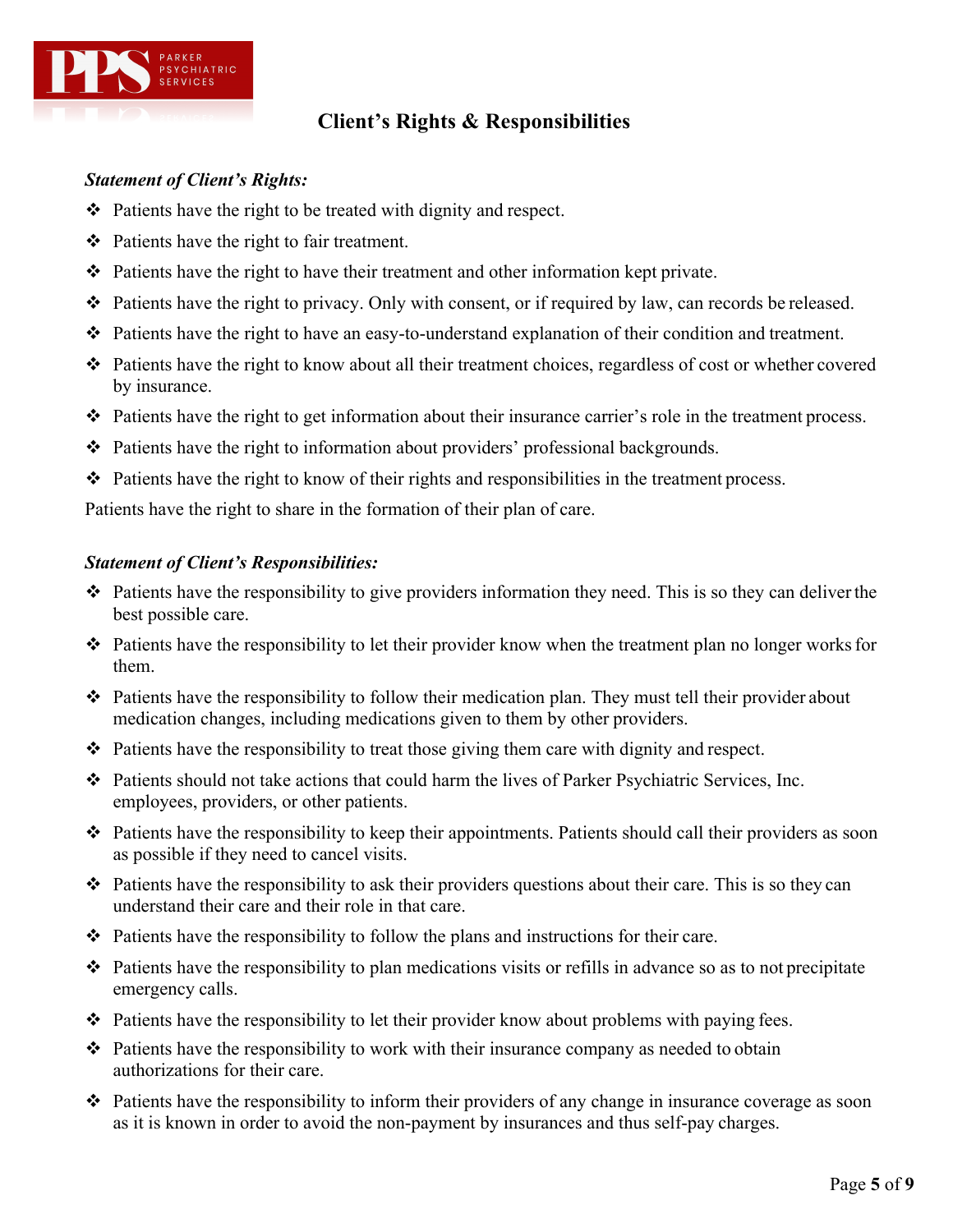# Client's Rights & Responsibilities

***Statement of Client's Rights:***

- Patients have the right to be treated with dignity and respect.
- Patients have the right to fair treatment.
- Patients have the right to have their treatment and other information kept private.
- Patients have the right to privacy. Only with consent, or if required by law, can records be released.
- Patients have the right to have an easy-to-understand explanation of their condition and treatment.
- Patients have the right to know about all their treatment choices, regardless of cost or whether covered by insurance.
- Patients have the right to get information about their insurance carrier's role in the treatment process.
- Patients have the right to information about providers' professional backgrounds.
- Patients have the right to know of their rights and responsibilities in the treatment process.

Patients have the right to share in the formation of their plan of care.

***Statement of Client's Responsibilities:***

- Patients have the responsibility to give providers information they need. This is so they can deliver the best possible care.
- Patients have the responsibility to let their provider know when the treatment plan no longer works for them.
- Patients have the responsibility to follow their medication plan. They must tell their provider about medication changes, including medications given to them by other providers.
- Patients have the responsibility to treat those giving them care with dignity and respect.
- Patients should not take actions that could harm the lives of Parker Psychiatric Services, Inc. employees, providers, or other patients.
- Patients have the responsibility to keep their appointments. Patients should call their providers as soon as possible if they need to cancel visits.
- Patients have the responsibility to ask their providers questions about their care. This is so they can understand their care and their role in that care.
- Patients have the responsibility to follow the plans and instructions for their care.
- Patients have the responsibility to plan medications visits or refills in advance so as to not precipitate emergency calls.
- Patients have the responsibility to let their provider know about problems with paying fees.
- Patients have the responsibility to work with their insurance company as needed to obtain authorizations for their care.
- Patients have the responsibility to inform their providers of any change in insurance coverage as soon as it is known in order to avoid the non-payment by insurances and thus self-pay charges.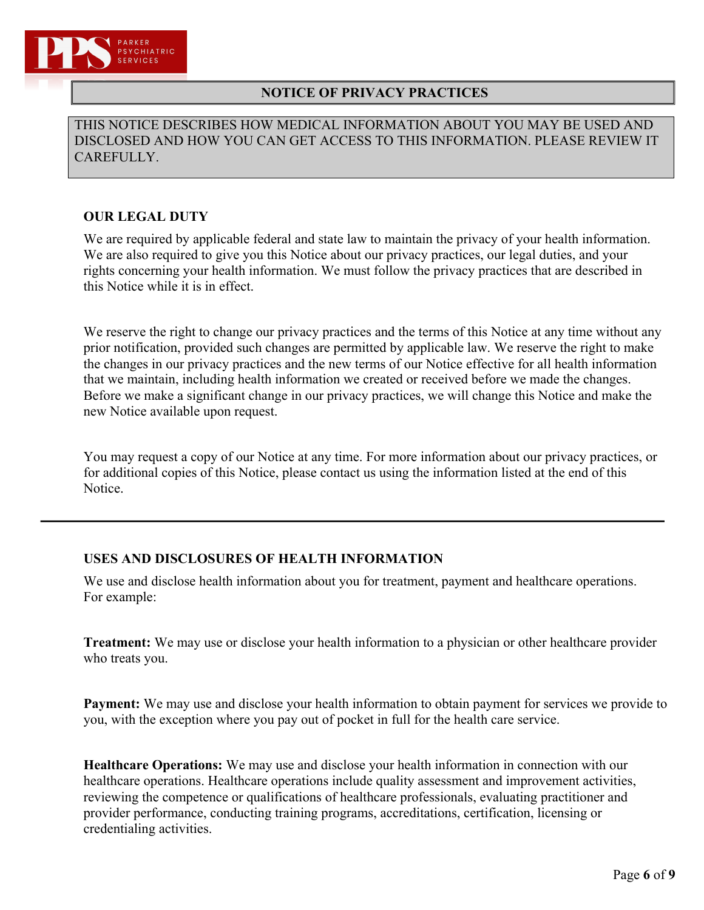PARKER PSYCHIATRIC SERVICES

# NOTICE OF PRIVACY PRACTICES

THIS NOTICE DESCRIBES HOW MEDICAL INFORMATION ABOUT YOU MAY BE USED AND DISCLOSED AND HOW YOU CAN GET ACCESS TO THIS INFORMATION. PLEASE REVIEW IT CAREFULLY.

## OUR LEGAL DUTY

We are required by applicable federal and state law to maintain the privacy of your health information. We are also required to give you this Notice about our privacy practices, our legal duties, and your rights concerning your health information. We must follow the privacy practices that are described in this Notice while it is in effect.

We reserve the right to change our privacy practices and the terms of this Notice at any time without any prior notification, provided such changes are permitted by applicable law. We reserve the right to make the changes in our privacy practices and the new terms of our Notice effective for all health information that we maintain, including health information we created or received before we made the changes. Before we make a significant change in our privacy practices, we will change this Notice and make the new Notice available upon request.

You may request a copy of our Notice at any time. For more information about our privacy practices, or for additional copies of this Notice, please contact us using the information listed at the end of this Notice.

---

## USES AND DISCLOSURES OF HEALTH INFORMATION

We use and disclose health information about you for treatment, payment and healthcare operations. For example:

**Treatment:** We may use or disclose your health information to a physician or other healthcare provider who treats you.

**Payment:** We may use and disclose your health information to obtain payment for services we provide to you, with the exception where you pay out of pocket in full for the health care service.

**Healthcare Operations:** We may use and disclose your health information in connection with our healthcare operations. Healthcare operations include quality assessment and improvement activities, reviewing the competence or qualifications of healthcare professionals, evaluating practitioner and provider performance, conducting training programs, accreditations, certification, licensing or credentialing activities.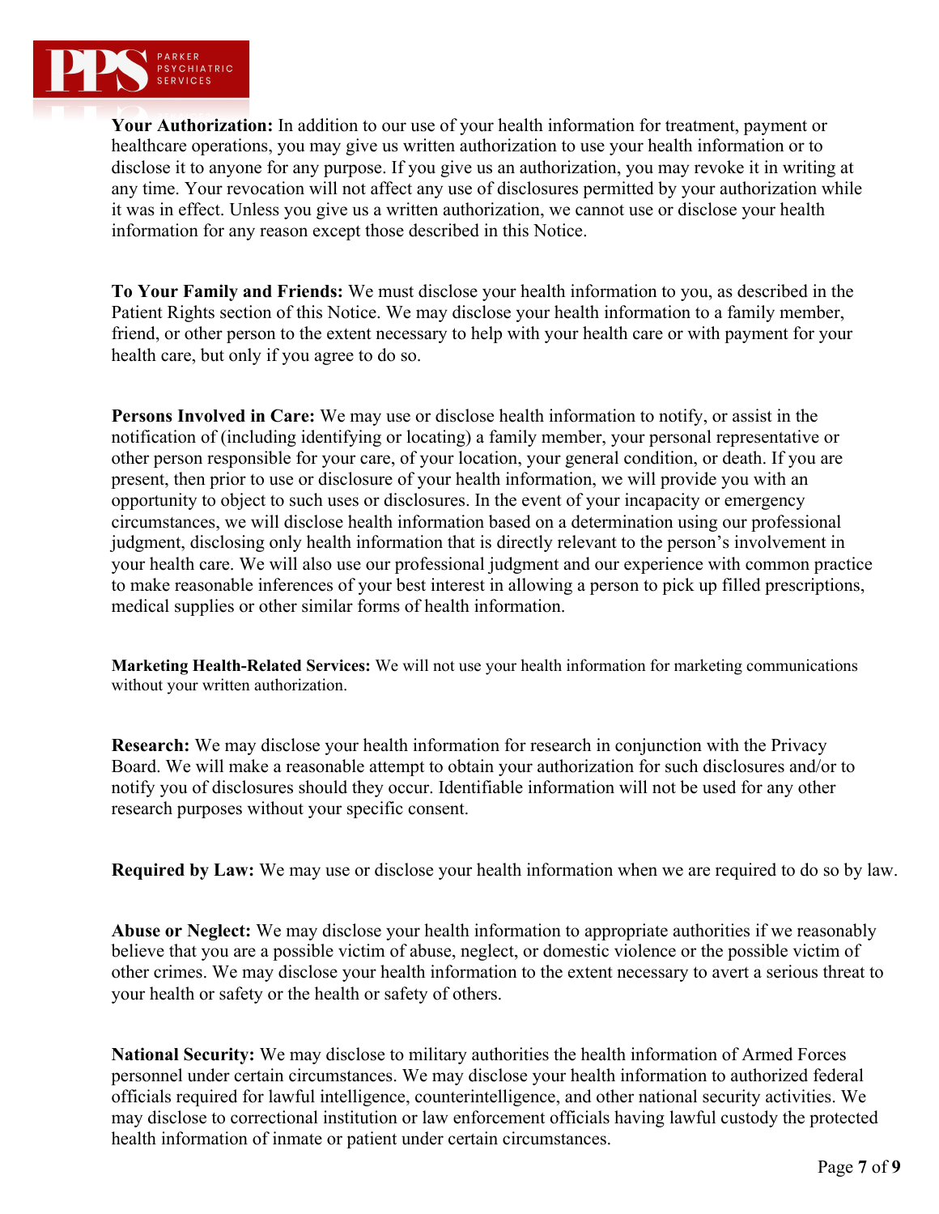**Your Authorization:** In addition to our use of your health information for treatment, payment or healthcare operations, you may give us written authorization to use your health information or to disclose it to anyone for any purpose. If you give us an authorization, you may revoke it in writing at any time. Your revocation will not affect any use of disclosures permitted by your authorization while it was in effect. Unless you give us a written authorization, we cannot use or disclose your health information for any reason except those described in this Notice.

**To Your Family and Friends:** We must disclose your health information to you, as described in the Patient Rights section of this Notice. We may disclose your health information to a family member, friend, or other person to the extent necessary to help with your health care or with payment for your health care, but only if you agree to do so.

**Persons Involved in Care:** We may use or disclose health information to notify, or assist in the notification of (including identifying or locating) a family member, your personal representative or other person responsible for your care, of your location, your general condition, or death. If you are present, then prior to use or disclosure of your health information, we will provide you with an opportunity to object to such uses or disclosures. In the event of your incapacity or emergency circumstances, we will disclose health information based on a determination using our professional judgment, disclosing only health information that is directly relevant to the person's involvement in your health care. We will also use our professional judgment and our experience with common practice to make reasonable inferences of your best interest in allowing a person to pick up filled prescriptions, medical supplies or other similar forms of health information.

**Marketing Health-Related Services:** We will not use your health information for marketing communications without your written authorization.

**Research:** We may disclose your health information for research in conjunction with the Privacy Board. We will make a reasonable attempt to obtain your authorization for such disclosures and/or to notify you of disclosures should they occur. Identifiable information will not be used for any other research purposes without your specific consent.

**Required by Law:** We may use or disclose your health information when we are required to do so by law.

**Abuse or Neglect:** We may disclose your health information to appropriate authorities if we reasonably believe that you are a possible victim of abuse, neglect, or domestic violence or the possible victim of other crimes. We may disclose your health information to the extent necessary to avert a serious threat to your health or safety or the health or safety of others.

**National Security:** We may disclose to military authorities the health information of Armed Forces personnel under certain circumstances. We may disclose your health information to authorized federal officials required for lawful intelligence, counterintelligence, and other national security activities. We may disclose to correctional institution or law enforcement officials having lawful custody the protected health information of inmate or patient under certain circumstances.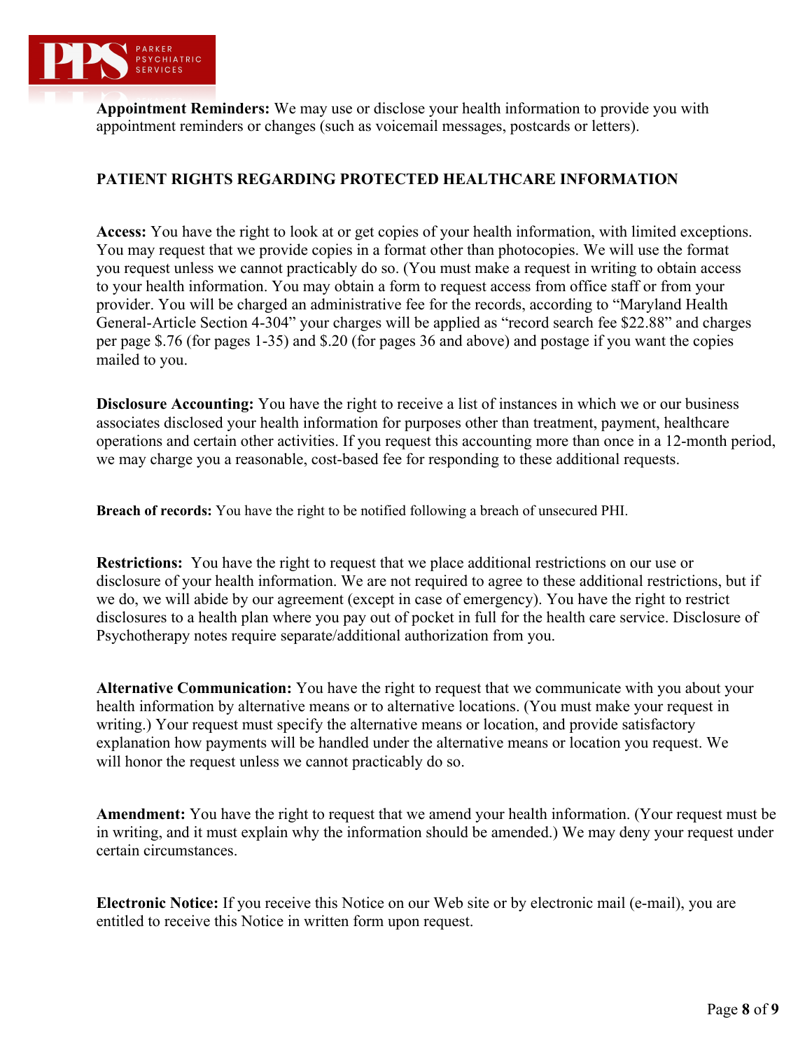**Appointment Reminders:** We may use or disclose your health information to provide you with appointment reminders or changes (such as voicemail messages, postcards or letters).

## PATIENT RIGHTS REGARDING PROTECTED HEALTHCARE INFORMATION

**Access:** You have the right to look at or get copies of your health information, with limited exceptions. You may request that we provide copies in a format other than photocopies. We will use the format you request unless we cannot practicably do so. (You must make a request in writing to obtain access to your health information. You may obtain a form to request access from office staff or from your provider. You will be charged an administrative fee for the records, according to "Maryland Health General-Article Section 4-304" your charges will be applied as "record search fee $22.88" and charges per page $.76 (for pages 1-35) and $.20 (for pages 36 and above) and postage if you want the copies mailed to you.

**Disclosure Accounting:** You have the right to receive a list of instances in which we or our business associates disclosed your health information for purposes other than treatment, payment, healthcare operations and certain other activities. If you request this accounting more than once in a 12-month period, we may charge you a reasonable, cost-based fee for responding to these additional requests.

**Breach of records:** You have the right to be notified following a breach of unsecured PHI.

**Restrictions:** You have the right to request that we place additional restrictions on our use or disclosure of your health information. We are not required to agree to these additional restrictions, but if we do, we will abide by our agreement (except in case of emergency). You have the right to restrict disclosures to a health plan where you pay out of pocket in full for the health care service. Disclosure of Psychotherapy notes require separate/additional authorization from you.

**Alternative Communication:** You have the right to request that we communicate with you about your health information by alternative means or to alternative locations. (You must make your request in writing.) Your request must specify the alternative means or location, and provide satisfactory explanation how payments will be handled under the alternative means or location you request. We will honor the request unless we cannot practicably do so.

**Amendment:** You have the right to request that we amend your health information. (Your request must be in writing, and it must explain why the information should be amended.) We may deny your request under certain circumstances.

**Electronic Notice:** If you receive this Notice on our Web site or by electronic mail (e-mail), you are entitled to receive this Notice in written form upon request.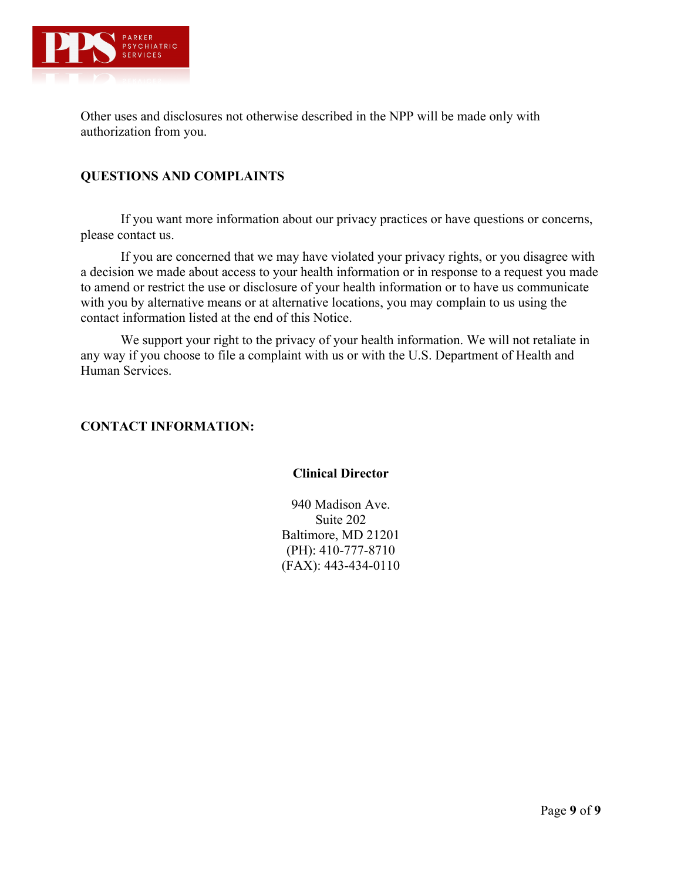Other uses and disclosures not otherwise described in the NPP will be made only with authorization from you.

## QUESTIONS AND COMPLAINTS

If you want more information about our privacy practices or have questions or concerns, please contact us.

If you are concerned that we may have violated your privacy rights, or you disagree with a decision we made about access to your health information or in response to a request you made to amend or restrict the use or disclosure of your health information or to have us communicate with you by alternative means or at alternative locations, you may complain to us using the contact information listed at the end of this Notice.

We support your right to the privacy of your health information. We will not retaliate in any way if you choose to file a complaint with us or with the U.S. Department of Health and Human Services.

## CONTACT INFORMATION:

**Clinical Director**

940 Madison Ave.
Suite 202
Baltimore, MD 21201
(PH): 410-777-8710
(FAX): 443-434-0110